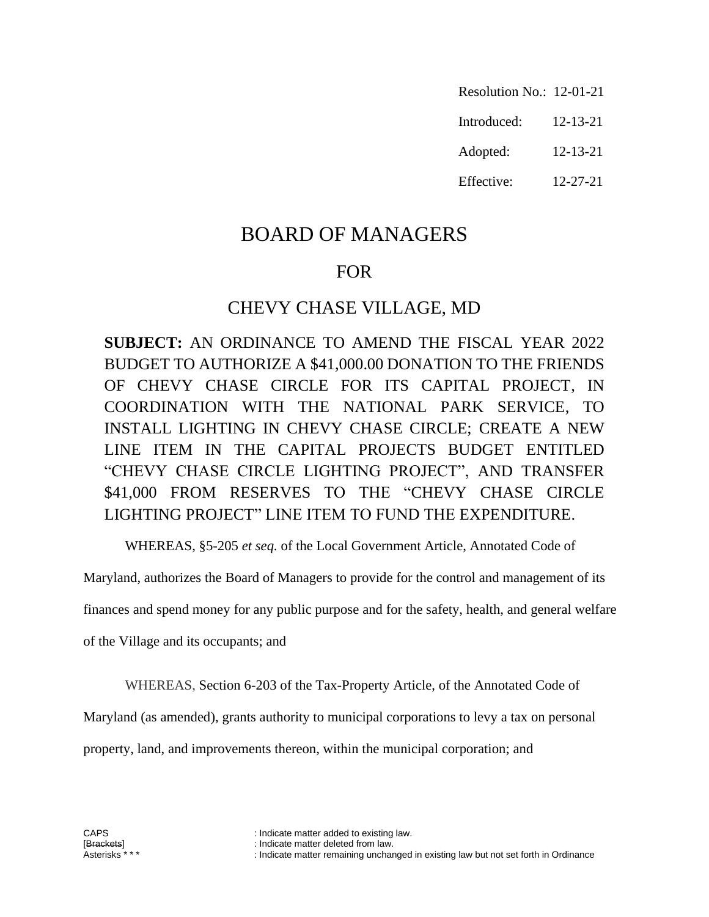Resolution No.: 12-01-21

Introduced: 12-13-21

Adopted: 12-13-21

Effective: 12-27-21

# BOARD OF MANAGERS

## FOR

## CHEVY CHASE VILLAGE, MD

**SUBJECT:** AN ORDINANCE TO AMEND THE FISCAL YEAR 2022 BUDGET TO AUTHORIZE A $41,000.00 DONATION TO THE FRIENDS OF CHEVY CHASE CIRCLE FOR ITS CAPITAL PROJECT, IN COORDINATION WITH THE NATIONAL PARK SERVICE, TO INSTALL LIGHTING IN CHEVY CHASE CIRCLE; CREATE A NEW LINE ITEM IN THE CAPITAL PROJECTS BUDGET ENTITLED "CHEVY CHASE CIRCLE LIGHTING PROJECT", AND TRANSFER $41,000 FROM RESERVES TO THE "CHEVY CHASE CIRCLE LIGHTING PROJECT" LINE ITEM TO FUND THE EXPENDITURE.

WHEREAS, §5-205 *et seq.* of the Local Government Article, Annotated Code of Maryland, authorizes the Board of Managers to provide for the control and management of its finances and spend money for any public purpose and for the safety, health, and general welfare of the Village and its occupants; and

WHEREAS, Section 6-203 of the Tax-Property Article, of the Annotated Code of Maryland (as amended), grants authority to municipal corporations to levy a tax on personal property, land, and improvements thereon, within the municipal corporation; and

CAPS : Indicate matter added to existing law.
[~~Brackets~~] : Indicate matter deleted from law.
Asterisks * * * : Indicate matter remaining unchanged in existing law but not set forth in Ordinance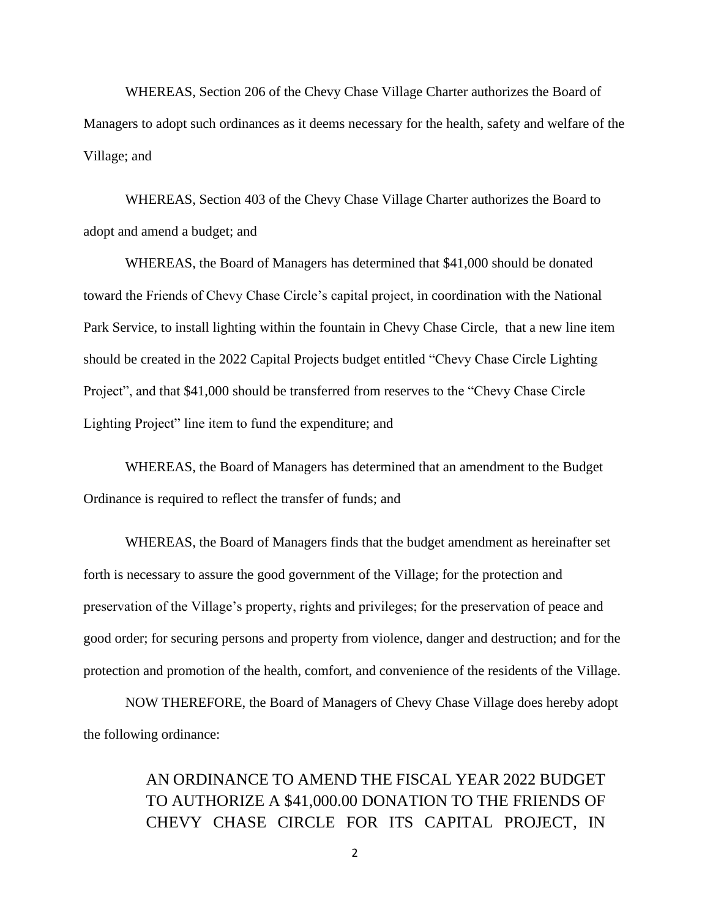WHEREAS, Section 206 of the Chevy Chase Village Charter authorizes the Board of Managers to adopt such ordinances as it deems necessary for the health, safety and welfare of the Village; and

WHEREAS, Section 403 of the Chevy Chase Village Charter authorizes the Board to adopt and amend a budget; and

WHEREAS, the Board of Managers has determined that $41,000 should be donated toward the Friends of Chevy Chase Circle's capital project, in coordination with the National Park Service, to install lighting within the fountain in Chevy Chase Circle, that a new line item should be created in the 2022 Capital Projects budget entitled "Chevy Chase Circle Lighting Project", and that $41,000 should be transferred from reserves to the "Chevy Chase Circle Lighting Project" line item to fund the expenditure; and

WHEREAS, the Board of Managers has determined that an amendment to the Budget Ordinance is required to reflect the transfer of funds; and

WHEREAS, the Board of Managers finds that the budget amendment as hereinafter set forth is necessary to assure the good government of the Village; for the protection and preservation of the Village's property, rights and privileges; for the preservation of peace and good order; for securing persons and property from violence, danger and destruction; and for the protection and promotion of the health, comfort, and convenience of the residents of the Village.

NOW THEREFORE, the Board of Managers of Chevy Chase Village does hereby adopt the following ordinance:

AN ORDINANCE TO AMEND THE FISCAL YEAR 2022 BUDGET TO AUTHORIZE A $41,000.00 DONATION TO THE FRIENDS OF CHEVY CHASE CIRCLE FOR ITS CAPITAL PROJECT, IN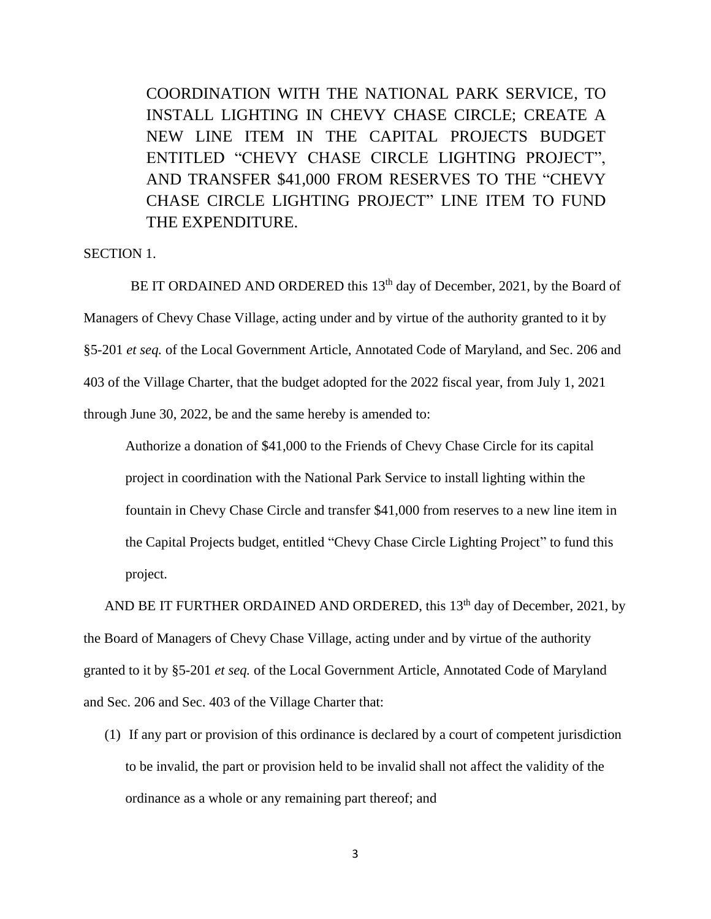COORDINATION WITH THE NATIONAL PARK SERVICE, TO INSTALL LIGHTING IN CHEVY CHASE CIRCLE; CREATE A NEW LINE ITEM IN THE CAPITAL PROJECTS BUDGET ENTITLED "CHEVY CHASE CIRCLE LIGHTING PROJECT", AND TRANSFER $41,000 FROM RESERVES TO THE "CHEVY CHASE CIRCLE LIGHTING PROJECT" LINE ITEM TO FUND THE EXPENDITURE.

SECTION 1.

BE IT ORDAINED AND ORDERED this 13th day of December, 2021, by the Board of Managers of Chevy Chase Village, acting under and by virtue of the authority granted to it by §5-201 *et seq.* of the Local Government Article, Annotated Code of Maryland, and Sec. 206 and 403 of the Village Charter, that the budget adopted for the 2022 fiscal year, from July 1, 2021 through June 30, 2022, be and the same hereby is amended to:

> Authorize a donation of $41,000 to the Friends of Chevy Chase Circle for its capital project in coordination with the National Park Service to install lighting within the fountain in Chevy Chase Circle and transfer $41,000 from reserves to a new line item in the Capital Projects budget, entitled "Chevy Chase Circle Lighting Project" to fund this project.

AND BE IT FURTHER ORDAINED AND ORDERED, this 13th day of December, 2021, by the Board of Managers of Chevy Chase Village, acting under and by virtue of the authority granted to it by §5-201 *et seq.* of the Local Government Article, Annotated Code of Maryland and Sec. 206 and Sec. 403 of the Village Charter that:

(1) If any part or provision of this ordinance is declared by a court of competent jurisdiction to be invalid, the part or provision held to be invalid shall not affect the validity of the ordinance as a whole or any remaining part thereof; and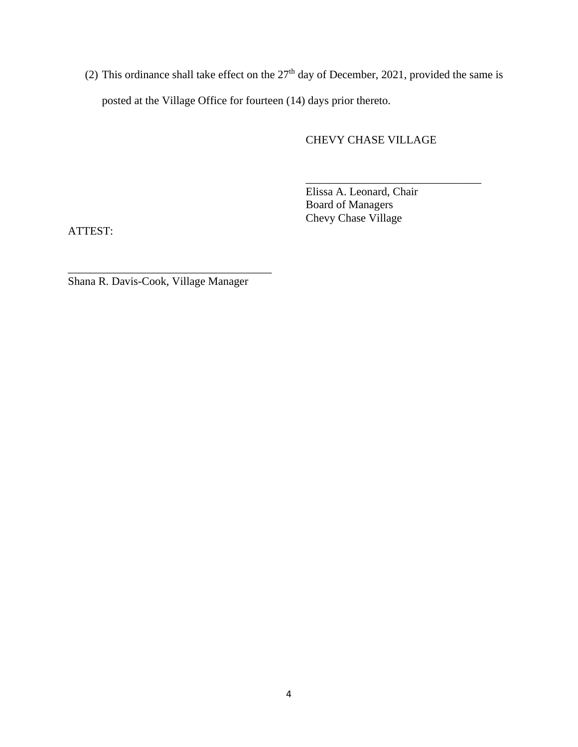(2) This ordinance shall take effect on the 27th day of December, 2021, provided the same is posted at the Village Office for fourteen (14) days prior thereto.

CHEVY CHASE VILLAGE

\_\_\_\_\_\_\_\_\_\_\_\_\_\_\_\_\_\_\_\_\_\_\_\_\_\_\_\_\_\_\_\_

Elissa A. Leonard, Chair
Board of Managers
Chevy Chase Village

ATTEST:

\_\_\_\_\_\_\_\_\_\_\_\_\_\_\_\_\_\_\_\_\_\_\_\_\_\_\_\_\_\_\_\_\_\_\_\_\_

Shana R. Davis-Cook, Village Manager